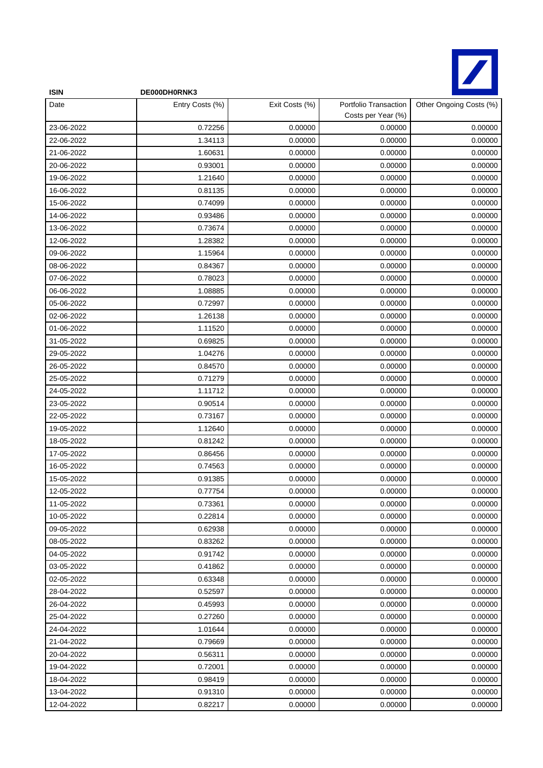**ISIN** **DE000DH0RNK3**

| Date | Entry Costs (%) | Exit Costs (%) | Portfolio Transaction Costs per Year (%) | Other Ongoing Costs (%) |
|---|---|---|---|---|
| 23-06-2022 | 0.72256 | 0.00000 | 0.00000 | 0.00000 |
| 22-06-2022 | 1.34113 | 0.00000 | 0.00000 | 0.00000 |
| 21-06-2022 | 1.60631 | 0.00000 | 0.00000 | 0.00000 |
| 20-06-2022 | 0.93001 | 0.00000 | 0.00000 | 0.00000 |
| 19-06-2022 | 1.21640 | 0.00000 | 0.00000 | 0.00000 |
| 16-06-2022 | 0.81135 | 0.00000 | 0.00000 | 0.00000 |
| 15-06-2022 | 0.74099 | 0.00000 | 0.00000 | 0.00000 |
| 14-06-2022 | 0.93486 | 0.00000 | 0.00000 | 0.00000 |
| 13-06-2022 | 0.73674 | 0.00000 | 0.00000 | 0.00000 |
| 12-06-2022 | 1.28382 | 0.00000 | 0.00000 | 0.00000 |
| 09-06-2022 | 1.15964 | 0.00000 | 0.00000 | 0.00000 |
| 08-06-2022 | 0.84367 | 0.00000 | 0.00000 | 0.00000 |
| 07-06-2022 | 0.78023 | 0.00000 | 0.00000 | 0.00000 |
| 06-06-2022 | 1.08885 | 0.00000 | 0.00000 | 0.00000 |
| 05-06-2022 | 0.72997 | 0.00000 | 0.00000 | 0.00000 |
| 02-06-2022 | 1.26138 | 0.00000 | 0.00000 | 0.00000 |
| 01-06-2022 | 1.11520 | 0.00000 | 0.00000 | 0.00000 |
| 31-05-2022 | 0.69825 | 0.00000 | 0.00000 | 0.00000 |
| 29-05-2022 | 1.04276 | 0.00000 | 0.00000 | 0.00000 |
| 26-05-2022 | 0.84570 | 0.00000 | 0.00000 | 0.00000 |
| 25-05-2022 | 0.71279 | 0.00000 | 0.00000 | 0.00000 |
| 24-05-2022 | 1.11712 | 0.00000 | 0.00000 | 0.00000 |
| 23-05-2022 | 0.90514 | 0.00000 | 0.00000 | 0.00000 |
| 22-05-2022 | 0.73167 | 0.00000 | 0.00000 | 0.00000 |
| 19-05-2022 | 1.12640 | 0.00000 | 0.00000 | 0.00000 |
| 18-05-2022 | 0.81242 | 0.00000 | 0.00000 | 0.00000 |
| 17-05-2022 | 0.86456 | 0.00000 | 0.00000 | 0.00000 |
| 16-05-2022 | 0.74563 | 0.00000 | 0.00000 | 0.00000 |
| 15-05-2022 | 0.91385 | 0.00000 | 0.00000 | 0.00000 |
| 12-05-2022 | 0.77754 | 0.00000 | 0.00000 | 0.00000 |
| 11-05-2022 | 0.73361 | 0.00000 | 0.00000 | 0.00000 |
| 10-05-2022 | 0.22814 | 0.00000 | 0.00000 | 0.00000 |
| 09-05-2022 | 0.62938 | 0.00000 | 0.00000 | 0.00000 |
| 08-05-2022 | 0.83262 | 0.00000 | 0.00000 | 0.00000 |
| 04-05-2022 | 0.91742 | 0.00000 | 0.00000 | 0.00000 |
| 03-05-2022 | 0.41862 | 0.00000 | 0.00000 | 0.00000 |
| 02-05-2022 | 0.63348 | 0.00000 | 0.00000 | 0.00000 |
| 28-04-2022 | 0.52597 | 0.00000 | 0.00000 | 0.00000 |
| 26-04-2022 | 0.45993 | 0.00000 | 0.00000 | 0.00000 |
| 25-04-2022 | 0.27260 | 0.00000 | 0.00000 | 0.00000 |
| 24-04-2022 | 1.01644 | 0.00000 | 0.00000 | 0.00000 |
| 21-04-2022 | 0.79669 | 0.00000 | 0.00000 | 0.00000 |
| 20-04-2022 | 0.56311 | 0.00000 | 0.00000 | 0.00000 |
| 19-04-2022 | 0.72001 | 0.00000 | 0.00000 | 0.00000 |
| 18-04-2022 | 0.98419 | 0.00000 | 0.00000 | 0.00000 |
| 13-04-2022 | 0.91310 | 0.00000 | 0.00000 | 0.00000 |
| 12-04-2022 | 0.82217 | 0.00000 | 0.00000 | 0.00000 |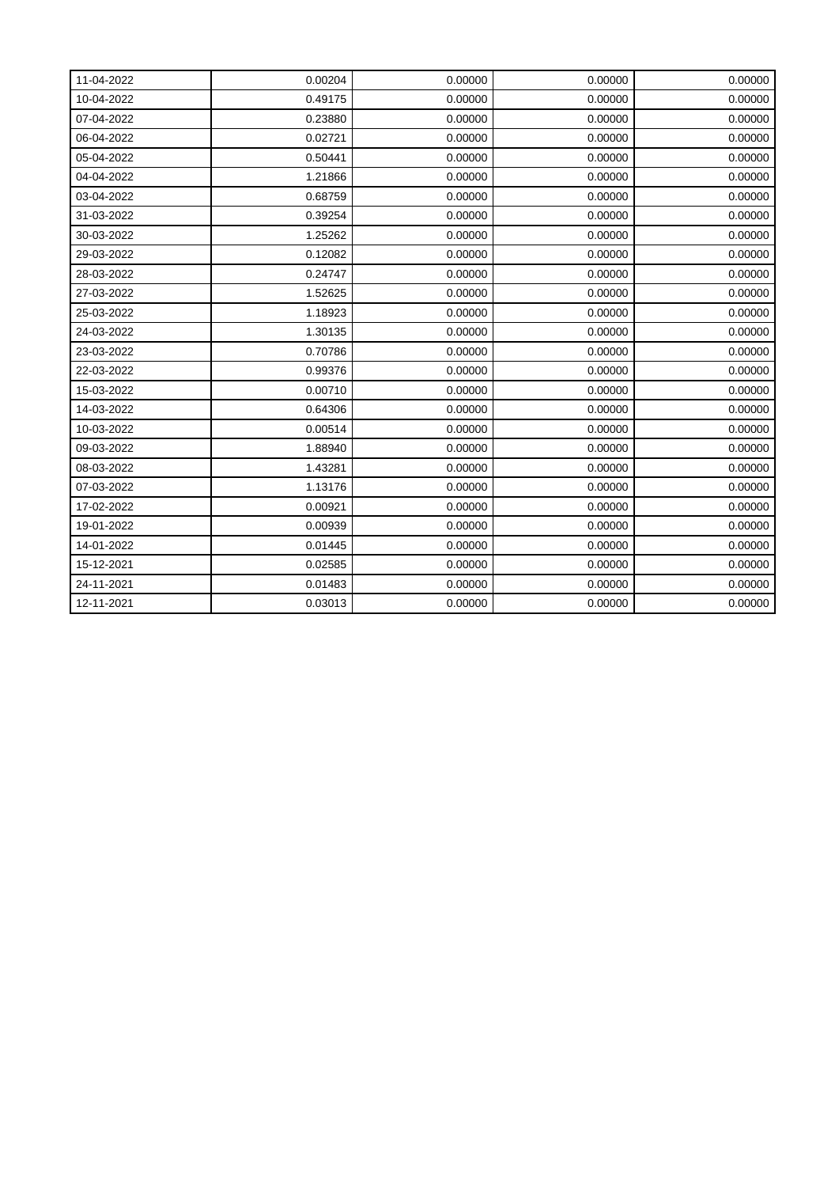| | | | | |
|---|---|---|---|---|
| 11-04-2022 | 0.00204 | 0.00000 | 0.00000 | 0.00000 |
| 10-04-2022 | 0.49175 | 0.00000 | 0.00000 | 0.00000 |
| 07-04-2022 | 0.23880 | 0.00000 | 0.00000 | 0.00000 |
| 06-04-2022 | 0.02721 | 0.00000 | 0.00000 | 0.00000 |
| 05-04-2022 | 0.50441 | 0.00000 | 0.00000 | 0.00000 |
| 04-04-2022 | 1.21866 | 0.00000 | 0.00000 | 0.00000 |
| 03-04-2022 | 0.68759 | 0.00000 | 0.00000 | 0.00000 |
| 31-03-2022 | 0.39254 | 0.00000 | 0.00000 | 0.00000 |
| 30-03-2022 | 1.25262 | 0.00000 | 0.00000 | 0.00000 |
| 29-03-2022 | 0.12082 | 0.00000 | 0.00000 | 0.00000 |
| 28-03-2022 | 0.24747 | 0.00000 | 0.00000 | 0.00000 |
| 27-03-2022 | 1.52625 | 0.00000 | 0.00000 | 0.00000 |
| 25-03-2022 | 1.18923 | 0.00000 | 0.00000 | 0.00000 |
| 24-03-2022 | 1.30135 | 0.00000 | 0.00000 | 0.00000 |
| 23-03-2022 | 0.70786 | 0.00000 | 0.00000 | 0.00000 |
| 22-03-2022 | 0.99376 | 0.00000 | 0.00000 | 0.00000 |
| 15-03-2022 | 0.00710 | 0.00000 | 0.00000 | 0.00000 |
| 14-03-2022 | 0.64306 | 0.00000 | 0.00000 | 0.00000 |
| 10-03-2022 | 0.00514 | 0.00000 | 0.00000 | 0.00000 |
| 09-03-2022 | 1.88940 | 0.00000 | 0.00000 | 0.00000 |
| 08-03-2022 | 1.43281 | 0.00000 | 0.00000 | 0.00000 |
| 07-03-2022 | 1.13176 | 0.00000 | 0.00000 | 0.00000 |
| 17-02-2022 | 0.00921 | 0.00000 | 0.00000 | 0.00000 |
| 19-01-2022 | 0.00939 | 0.00000 | 0.00000 | 0.00000 |
| 14-01-2022 | 0.01445 | 0.00000 | 0.00000 | 0.00000 |
| 15-12-2021 | 0.02585 | 0.00000 | 0.00000 | 0.00000 |
| 24-11-2021 | 0.01483 | 0.00000 | 0.00000 | 0.00000 |
| 12-11-2021 | 0.03013 | 0.00000 | 0.00000 | 0.00000 |